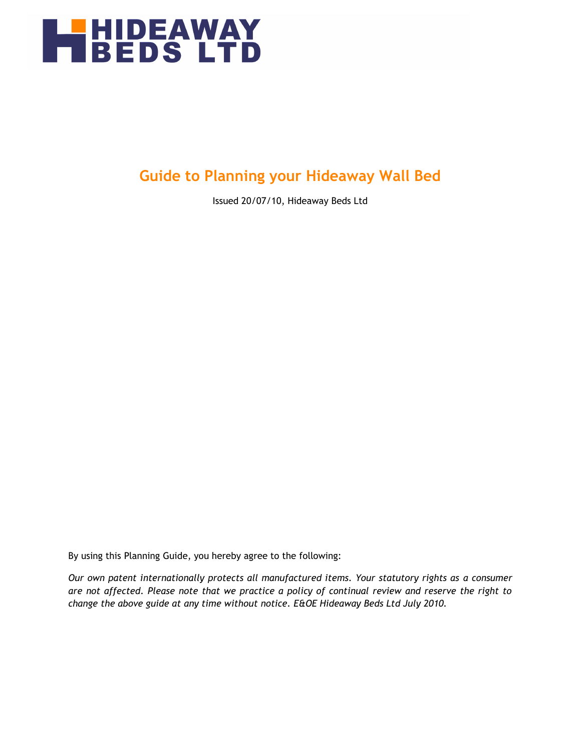HIDEAWAY BEDS LTD

# Guide to Planning your Hideaway Wall Bed

Issued 20/07/10, Hideaway Beds Ltd

By using this Planning Guide, you hereby agree to the following:

*Our own patent internationally protects all manufactured items. Your statutory rights as a consumer are not affected. Please note that we practice a policy of continual review and reserve the right to change the above guide at any time without notice. E&OE Hideaway Beds Ltd July 2010.*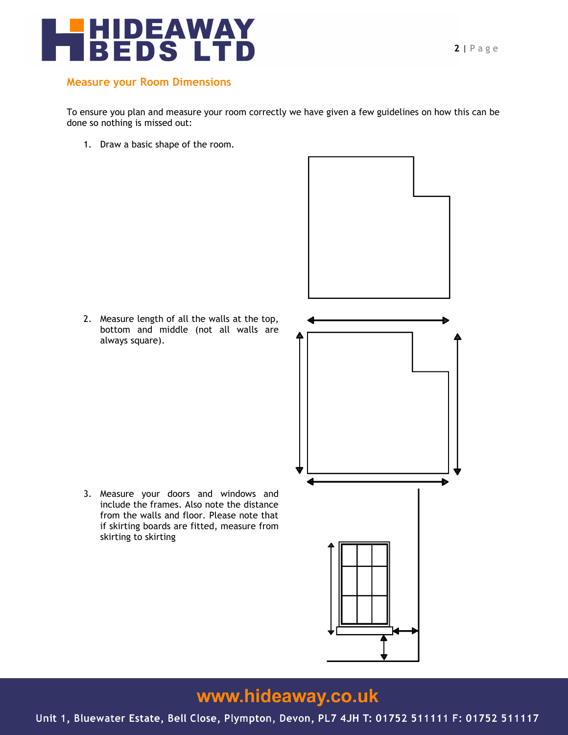## Measure your Room Dimensions

To ensure you plan and measure your room correctly we have given a few guidelines on how this can be done so nothing is missed out:

1. Draw a basic shape of the room.

2. Measure length of all the walls at the top, bottom and middle (not all walls are always square).

3. Measure your doors and windows and include the frames. Also note the distance from the walls and floor. Please note that if skirting boards are fitted, measure from skirting to skirting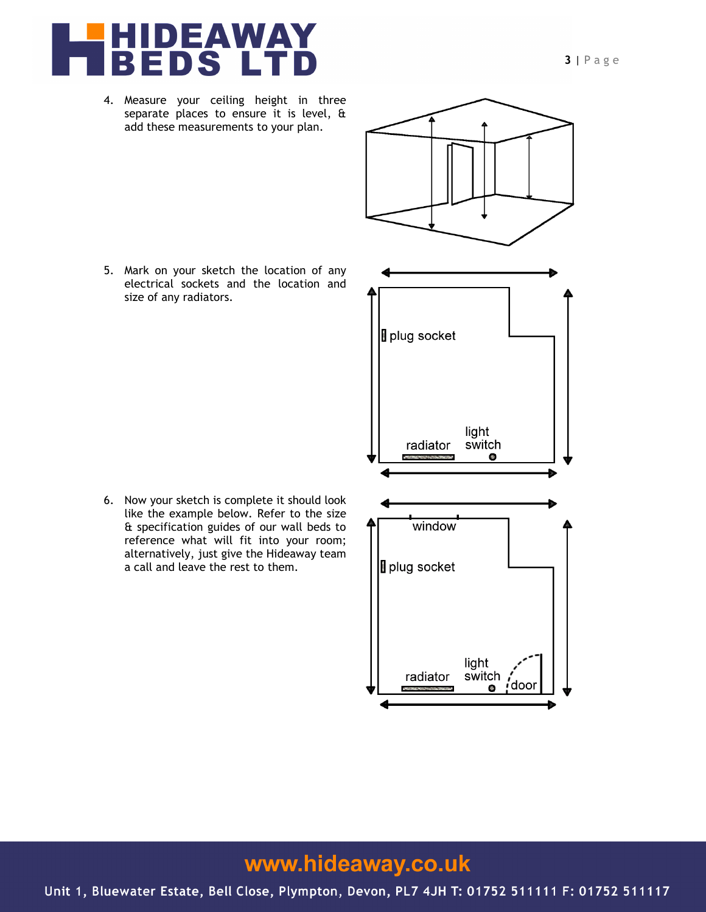4. Measure your ceiling height in three separate places to ensure it is level, & add these measurements to your plan.

5. Mark on your sketch the location of any electrical sockets and the location and size of any radiators.

6. Now your sketch is complete it should look like the example below. Refer to the size & specification guides of our wall beds to reference what will fit into your room; alternatively, just give the Hideaway team a call and leave the rest to them.

**www.hideaway.co.uk**

Unit 1, Bluewater Estate, Bell Close, Plympton, Devon, PL7 4JH T: 01752 511111 F: 01752 511117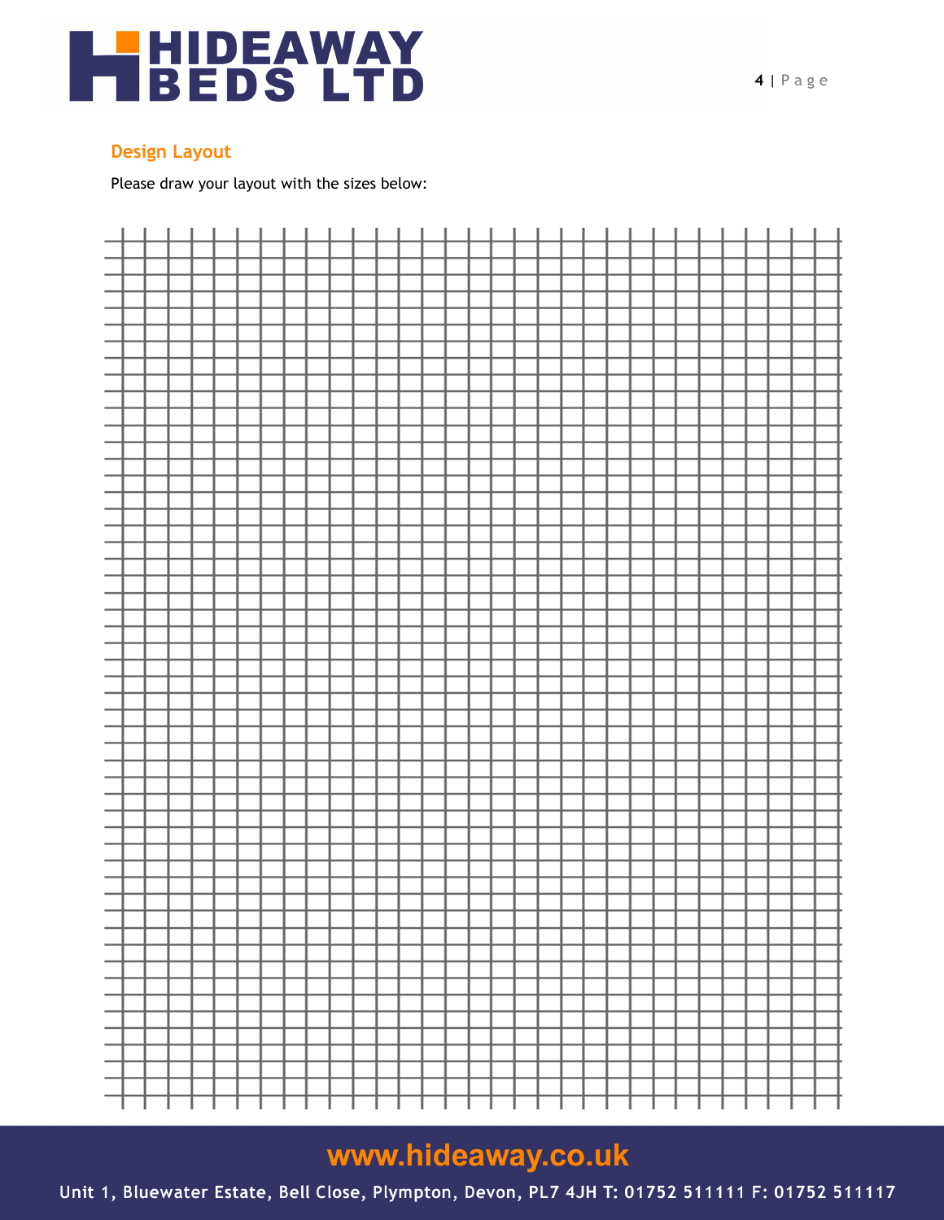## Design Layout

Please draw your layout with the sizes below: